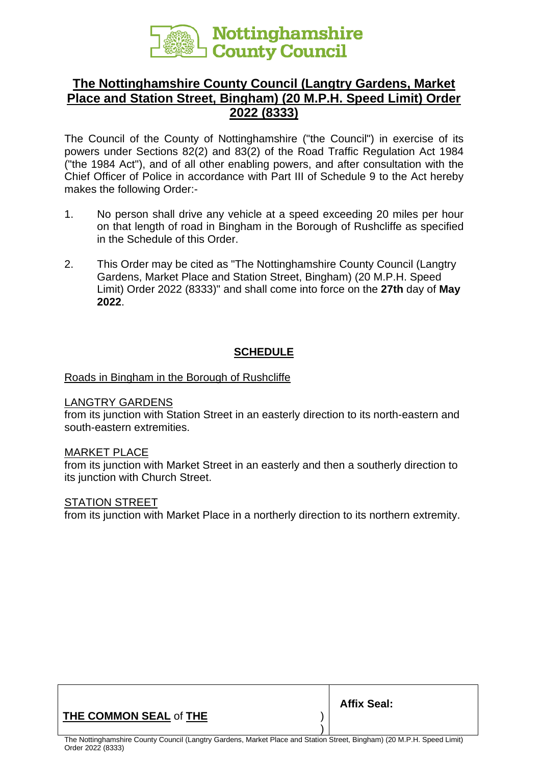Nottinghamshire County Council

# The Nottinghamshire County Council (Langtry Gardens, Market Place and Station Street, Bingham) (20 M.P.H. Speed Limit) Order 2022 (8333)

The Council of the County of Nottinghamshire ("the Council") in exercise of its powers under Sections 82(2) and 83(2) of the Road Traffic Regulation Act 1984 ("the 1984 Act"), and of all other enabling powers, and after consultation with the Chief Officer of Police in accordance with Part III of Schedule 9 to the Act hereby makes the following Order:-

1. No person shall drive any vehicle at a speed exceeding 20 miles per hour on that length of road in Bingham in the Borough of Rushcliffe as specified in the Schedule of this Order.

2. This Order may be cited as "The Nottinghamshire County Council (Langtry Gardens, Market Place and Station Street, Bingham) (20 M.P.H. Speed Limit) Order 2022 (8333)" and shall come into force on the **27th** day of **May 2022**.

## SCHEDULE

Roads in Bingham in the Borough of Rushcliffe

LANGTRY GARDENS
from its junction with Station Street in an easterly direction to its north-eastern and south-eastern extremities.

MARKET PLACE
from its junction with Market Street in an easterly and then a southerly direction to its junction with Church Street.

STATION STREET
from its junction with Market Place in a northerly direction to its northern extremity.

| **THE COMMON SEAL** of **THE** ) ) | **Affix Seal:** |
|---|---|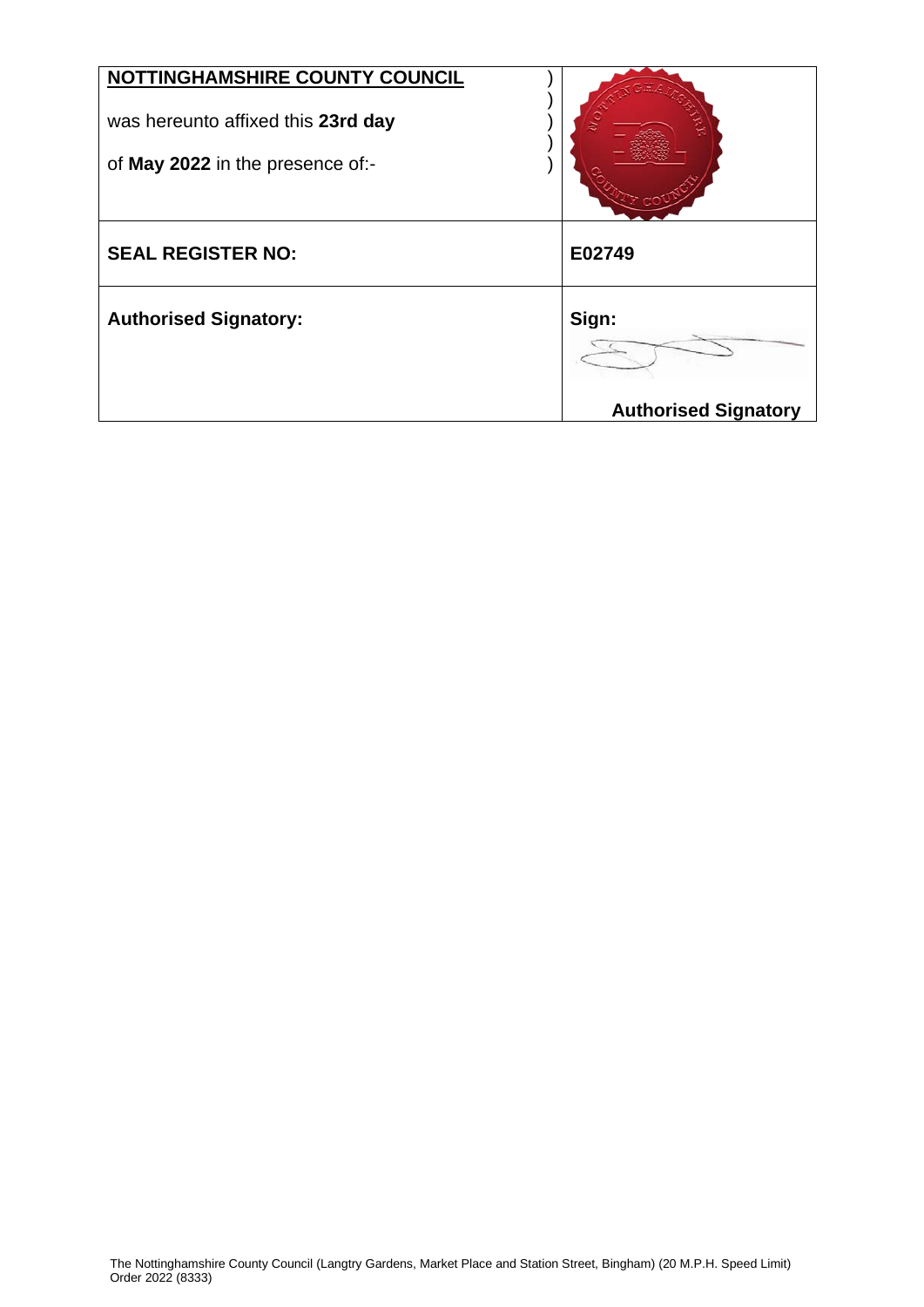| | |
|---|---|
| **NOTTINGHAMSHIRE COUNTY COUNCIL** was hereunto affixed this **23rd day** of **May 2022** in the presence of:- ) ) ) ) ) | NOTTINGHAMSHIRE COUNTY COUNCIL |
| **SEAL REGISTER NO:** | **E02749** |
| **Authorised Signatory:** | **Sign:** **Authorised Signatory** |

The Nottinghamshire County Council (Langtry Gardens, Market Place and Station Street, Bingham) (20 M.P.H. Speed Limit) Order 2022 (8333)